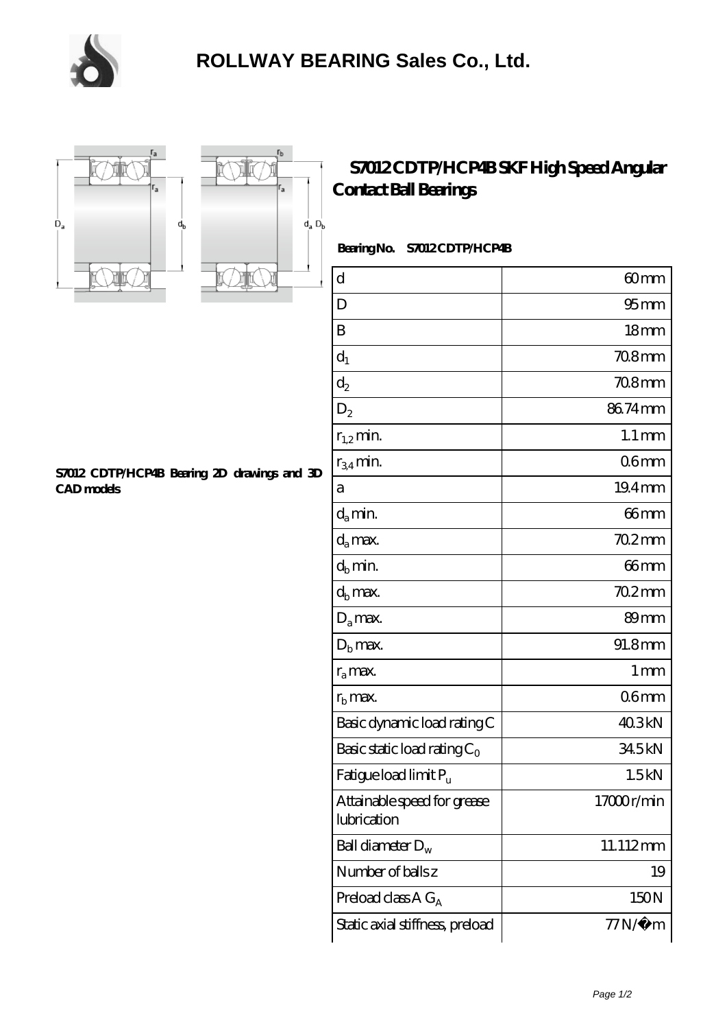# ROLLWAY BEARING Sales Co., Ltd.

## S7012 CDTP/HCP4B SKF High Speed Angular Contact Ball Bearings

**Bearing No. S7012 CDTP/HCP4B**

| | |
|---|---|
| d | 60 mm |
| D | 95 mm |
| B | 18 mm |
| $d_1$ | 70.8 mm |
| $d_2$ | 70.8 mm |
| $D_2$ | 86.74 mm |
| $r_{1,2}$ min. | 1.1 mm |
| $r_{3,4}$ min. | 0.6 mm |
| a | 19.4 mm |
| $d_a$ min. | 66 mm |
| $d_a$ max. | 70.2 mm |
| $d_b$ min. | 66 mm |
| $d_b$ max. | 70.2 mm |
| $D_a$ max. | 89 mm |
| $D_b$ max. | 91.8 mm |
| $r_a$ max. | 1 mm |
| $r_b$ max. | 0.6 mm |
| Basic dynamic load rating C | 40.3 kN |
| Basic static load rating $C_0$ | 34.5 kN |
| Fatigue load limit $P_u$ | 1.5 kN |
| Attainable speed for grease lubrication | 17000 r/min |
| Ball diameter $D_w$ | 11.112 mm |
| Number of balls z | 19 |
| Preload class A $G_A$ | 150 N |
| Static axial stiffness, preload | 77 N/µm |

**S7012 CDTP/HCP4B Bearing 2D drawings and 3D CAD models**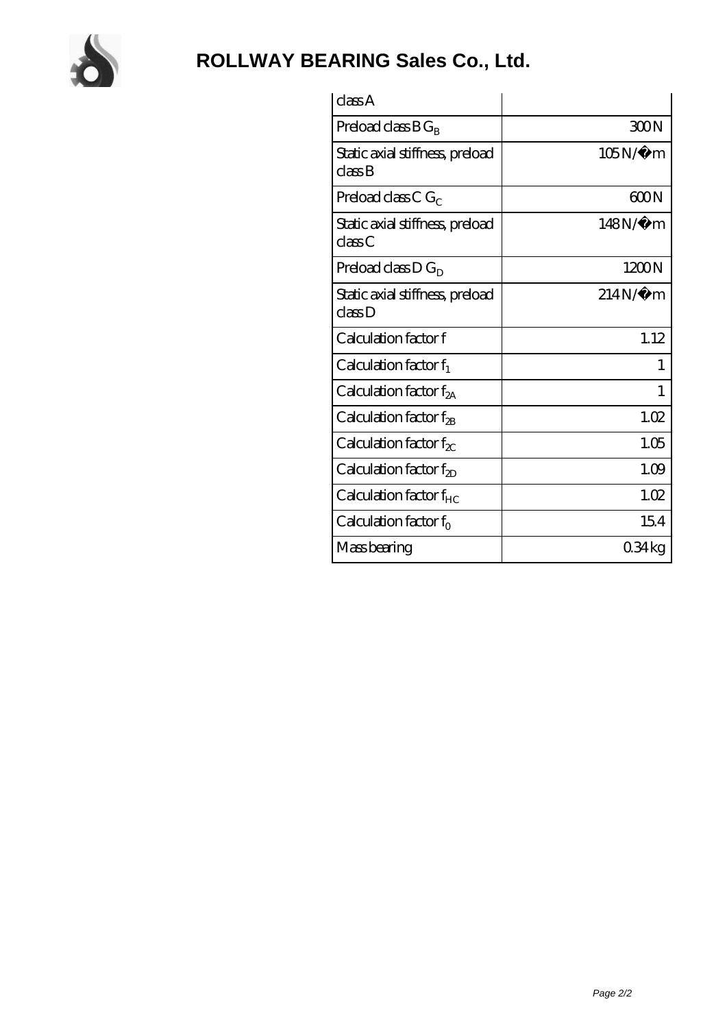| | |
|---|---|
| class A | |
| Preload class B $G_B$ | 300 N |
| Static axial stiffness, preload class B | 105 N/µm |
| Preload class C $G_C$ | 600 N |
| Static axial stiffness, preload class C | 148 N/µm |
| Preload class D $G_D$ | 1200 N |
| Static axial stiffness, preload class D | 214 N/µm |
| Calculation factor f | 1.12 |
| Calculation factor $f_1$ | 1 |
| Calculation factor $f_{2A}$ | 1 |
| Calculation factor $f_{2B}$ | 1.02 |
| Calculation factor $f_{2C}$ | 1.05 |
| Calculation factor $f_{2D}$ | 1.09 |
| Calculation factor $f_{HC}$ | 1.02 |
| Calculation factor $f_0$ | 15.4 |
| Mass bearing | 0.34 kg |